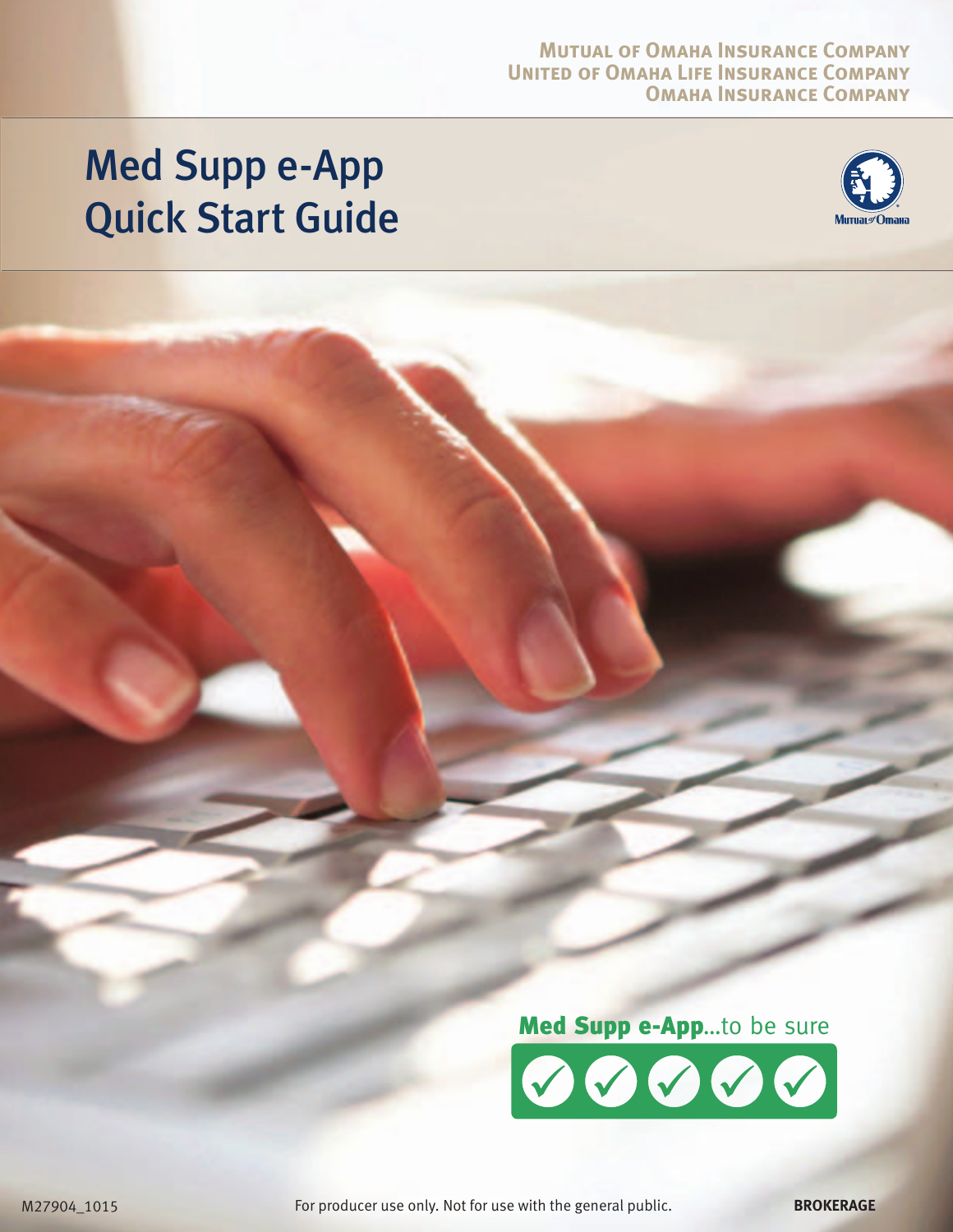MUTUAL OF OMAHA INSURANCE COMPANY
UNITED OF OMAHA LIFE INSURANCE COMPANY
OMAHA INSURANCE COMPANY

# Med Supp e-App Quick Start Guide

**Med Supp e-App**...to be sure

M27904_1015

For producer use only. Not for use with the general public.

**BROKERAGE**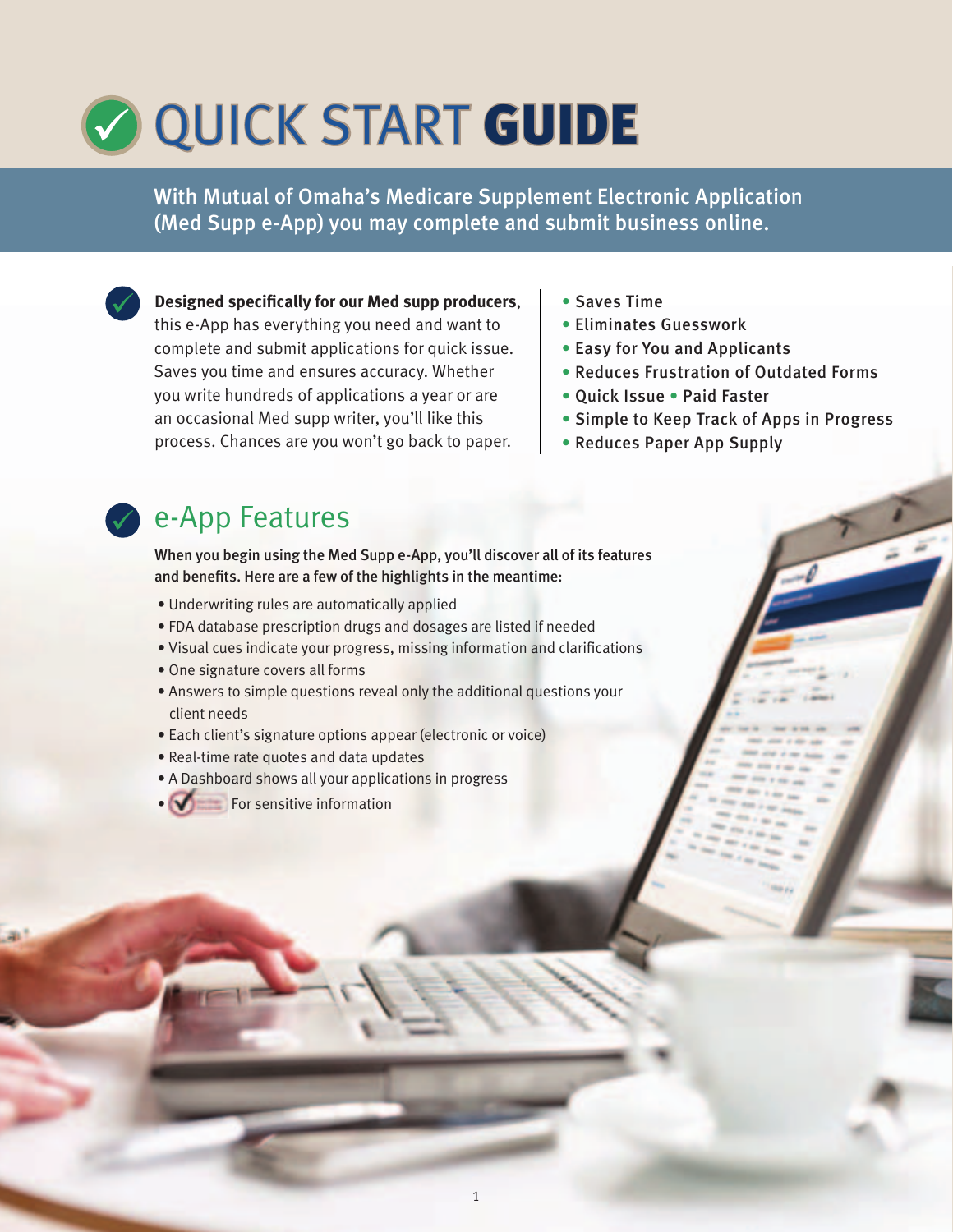# QUICK START **GUIDE**

With Mutual of Omaha's Medicare Supplement Electronic Application (Med Supp e-App) you may complete and submit business online.

**Designed specifically for our Med supp producers**, this e-App has everything you need and want to complete and submit applications for quick issue. Saves you time and ensures accuracy. Whether you write hundreds of applications a year or are an occasional Med supp writer, you'll like this process. Chances are you won't go back to paper.

- Saves Time
- Eliminates Guesswork
- Easy for You and Applicants
- Reduces Frustration of Outdated Forms
- Quick Issue • Paid Faster
- Simple to Keep Track of Apps in Progress
- Reduces Paper App Supply

## e-App Features

**When you begin using the Med Supp e-App, you'll discover all of its features and benefits. Here are a few of the highlights in the meantime:**

- Underwriting rules are automatically applied
- FDA database prescription drugs and dosages are listed if needed
- Visual cues indicate your progress, missing information and clarifications
- One signature covers all forms
- Answers to simple questions reveal only the additional questions your client needs
- Each client's signature options appear (electronic or voice)
- Real-time rate quotes and data updates
- A Dashboard shows all your applications in progress
- For sensitive information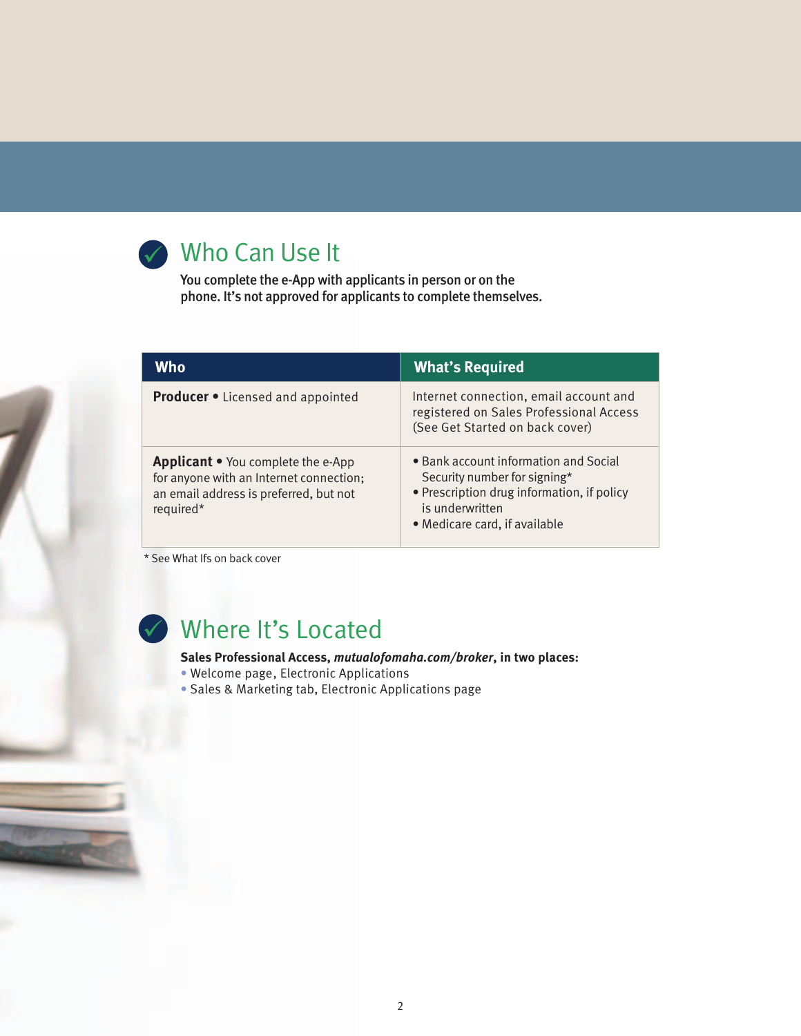## Who Can Use It

**You complete the e-App with applicants in person or on the phone. It's not approved for applicants to complete themselves.**

| Who | What's Required |
|---|---|
| **Producer** • Licensed and appointed | Internet connection, email account and registered on Sales Professional Access (See Get Started on back cover) |
| **Applicant** • You complete the e-App for anyone with an Internet connection; an email address is preferred, but not required* | • Bank account information and Social Security number for signing*<br>• Prescription drug information, if policy is underwritten<br>• Medicare card, if available |

* See What Ifs on back cover

## Where It's Located

**Sales Professional Access, *mutualofomaha.com/broker*, in two places:**

- Welcome page, Electronic Applications
- Sales & Marketing tab, Electronic Applications page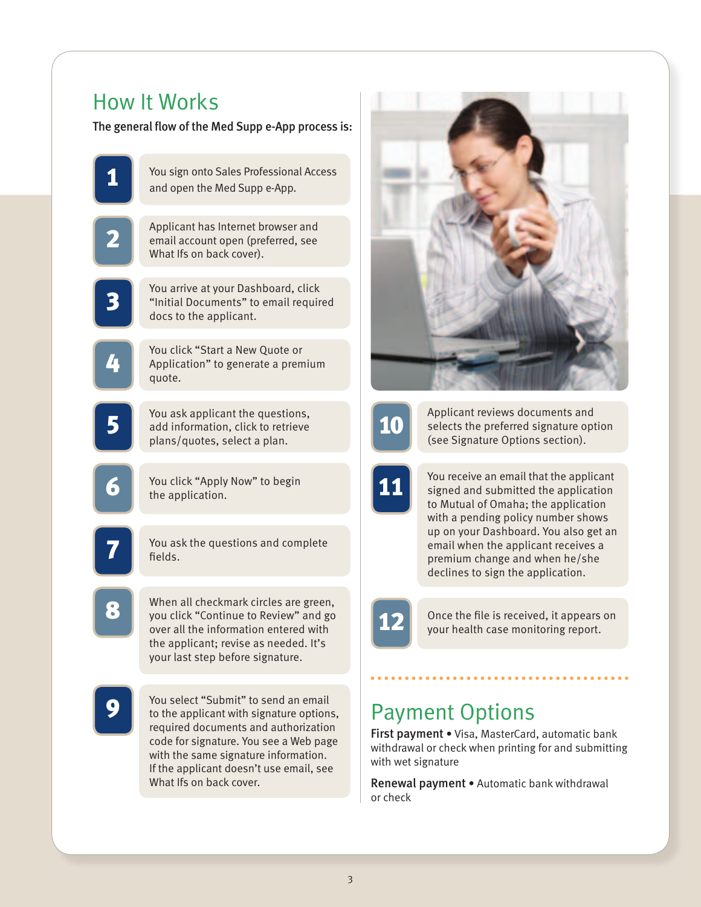## How It Works

**The general flow of the Med Supp e-App process is:**

1. You sign onto Sales Professional Access and open the Med Supp e-App.
2. Applicant has Internet browser and email account open (preferred, see What Ifs on back cover).
3. You arrive at your Dashboard, click "Initial Documents" to email required docs to the applicant.
4. You click "Start a New Quote or Application" to generate a premium quote.
5. You ask applicant the questions, add information, click to retrieve plans/quotes, select a plan.
6. You click "Apply Now" to begin the application.
7. You ask the questions and complete fields.
8. When all checkmark circles are green, you click "Continue to Review" and go over all the information entered with the applicant; revise as needed. It's your last step before signature.
9. You select "Submit" to send an email to the applicant with signature options, required documents and authorization code for signature. You see a Web page with the same signature information. If the applicant doesn't use email, see What Ifs on back cover.
10. Applicant reviews documents and selects the preferred signature option (see Signature Options section).
11. You receive an email that the applicant signed and submitted the application to Mutual of Omaha; the application with a pending policy number shows up on your Dashboard. You also get an email when the applicant receives a premium change and when he/she declines to sign the application.
12. Once the file is received, it appears on your health case monitoring report.

## Payment Options

**First payment** • Visa, MasterCard, automatic bank withdrawal or check when printing for and submitting with wet signature

**Renewal payment** • Automatic bank withdrawal or check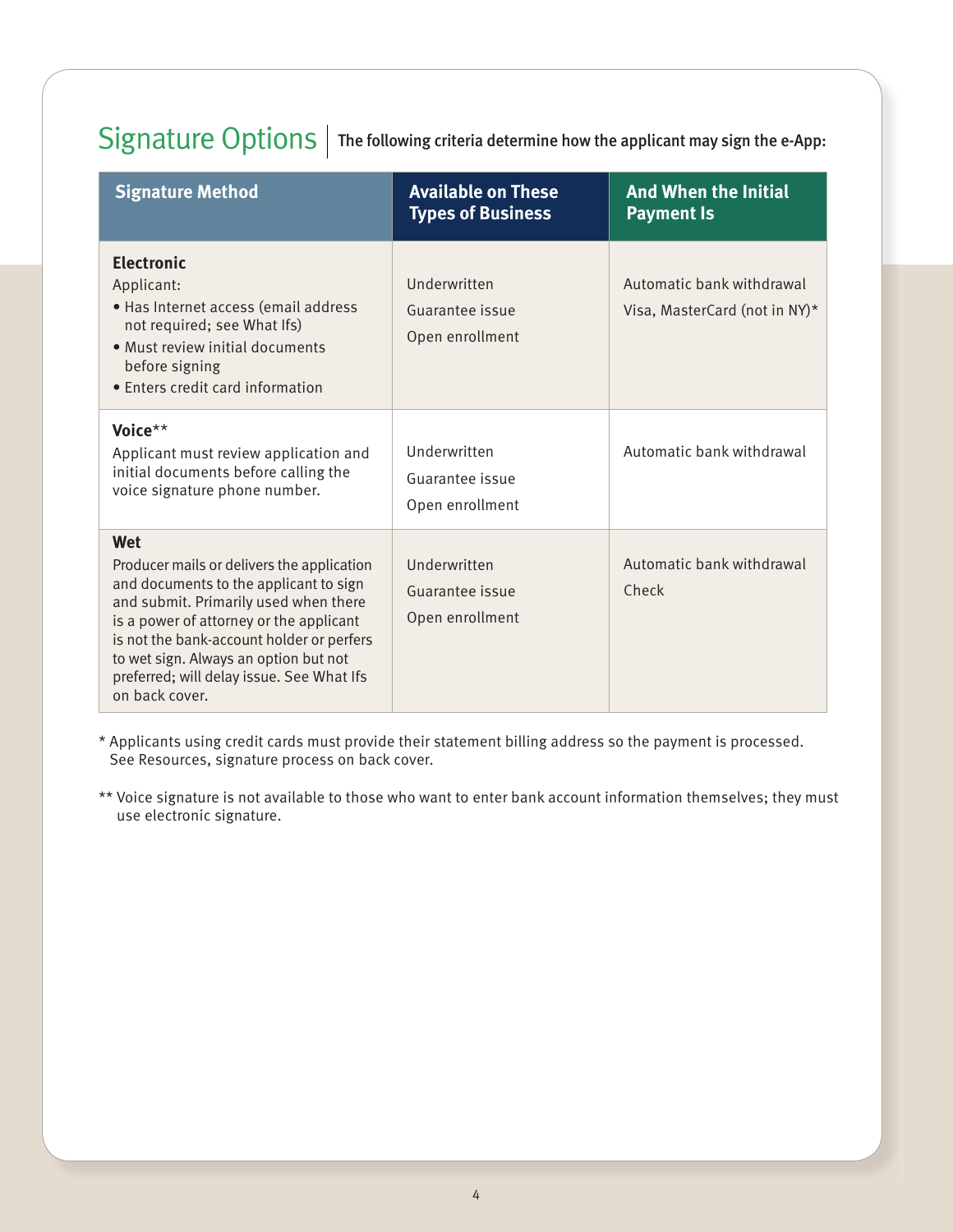## Signature Options

The following criteria determine how the applicant may sign the e-App:

| Signature Method | Available on These Types of Business | And When the Initial Payment Is |
|---|---|---|
| **Electronic**<br>Applicant:<br>• Has Internet access (email address not required; see What Ifs)<br>• Must review initial documents before signing<br>• Enters credit card information | Underwritten<br>Guarantee issue<br>Open enrollment | Automatic bank withdrawal<br>Visa, MasterCard (not in NY)* |
| **Voice****<br>Applicant must review application and initial documents before calling the voice signature phone number. | Underwritten<br>Guarantee issue<br>Open enrollment | Automatic bank withdrawal |
| **Wet**<br>Producer mails or delivers the application and documents to the applicant to sign and submit. Primarily used when there is a power of attorney or the applicant is not the bank-account holder or perfers to wet sign. Always an option but not preferred; will delay issue. See What Ifs on back cover. | Underwritten<br>Guarantee issue<br>Open enrollment | Automatic bank withdrawal<br>Check |

\* Applicants using credit cards must provide their statement billing address so the payment is processed. See Resources, signature process on back cover.

\** Voice signature is not available to those who want to enter bank account information themselves; they must use electronic signature.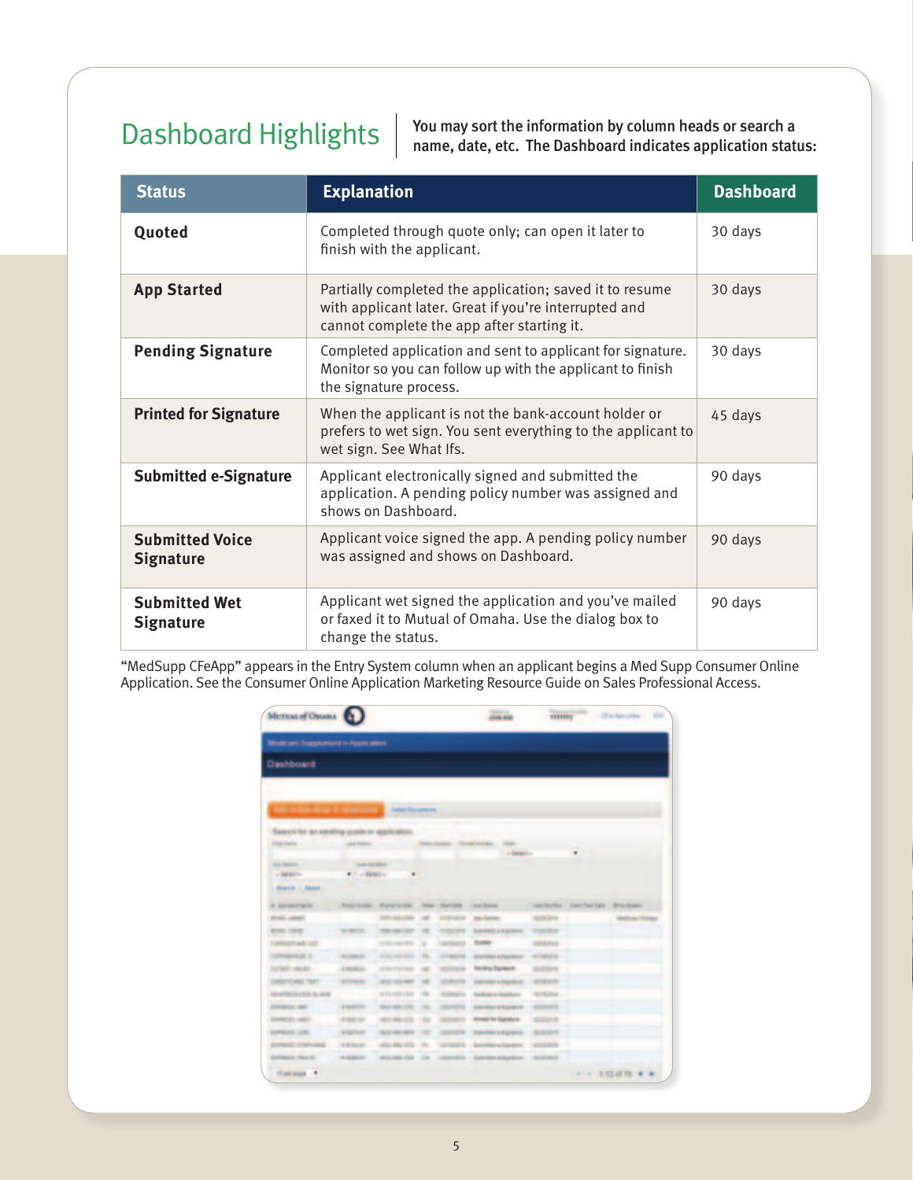## Dashboard Highlights

You may sort the information by column heads or search a name, date, etc. The Dashboard indicates application status:

| Status | Explanation | Dashboard |
|---|---|---|
| **Quoted** | Completed through quote only; can open it later to finish with the applicant. | 30 days |
| **App Started** | Partially completed the application; saved it to resume with applicant later. Great if you're interrupted and cannot complete the app after starting it. | 30 days |
| **Pending Signature** | Completed application and sent to applicant for signature. Monitor so you can follow up with the applicant to finish the signature process. | 30 days |
| **Printed for Signature** | When the applicant is not the bank-account holder or prefers to wet sign. You sent everything to the applicant to wet sign. See What Ifs. | 45 days |
| **Submitted e-Signature** | Applicant electronically signed and submitted the application. A pending policy number was assigned and shows on Dashboard. | 90 days |
| **Submitted Voice Signature** | Applicant voice signed the app. A pending policy number was assigned and shows on Dashboard. | 90 days |
| **Submitted Wet Signature** | Applicant wet signed the application and you've mailed or faxed it to Mutual of Omaha. Use the dialog box to change the status. | 90 days |

"MedSupp CFeApp" appears in the Entry System column when an applicant begins a Med Supp Consumer Online Application. See the Consumer Online Application Marketing Resource Guide on Sales Professional Access.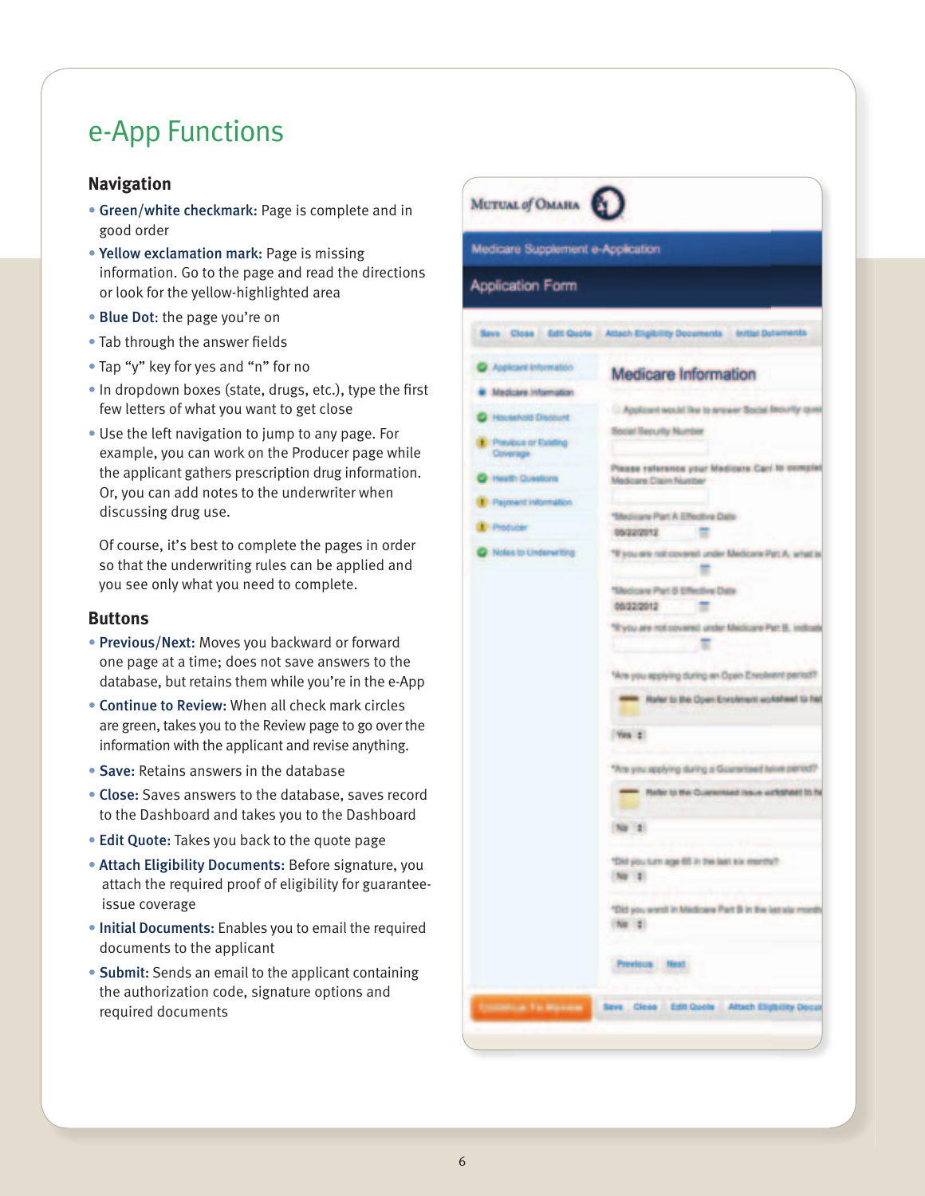# e-App Functions

## Navigation

- **Green/white checkmark:** Page is complete and in good order
- **Yellow exclamation mark:** Page is missing information. Go to the page and read the directions or look for the yellow-highlighted area
- **Blue Dot:** the page you're on
- Tab through the answer fields
- Tap "y" key for yes and "n" for no
- In dropdown boxes (state, drugs, etc.), type the first few letters of what you want to get close
- Use the left navigation to jump to any page. For example, you can work on the Producer page while the applicant gathers prescription drug information. Or, you can add notes to the underwriter when discussing drug use.

  Of course, it's best to complete the pages in order so that the underwriting rules can be applied and you see only what you need to complete.

## Buttons

- **Previous/Next:** Moves you backward or forward one page at a time; does not save answers to the database, but retains them while you're in the e-App
- **Continue to Review:** When all check mark circles are green, takes you to the Review page to go over the information with the applicant and revise anything.
- **Save:** Retains answers in the database
- **Close:** Saves answers to the database, saves record to the Dashboard and takes you to the Dashboard
- **Edit Quote:** Takes you back to the quote page
- **Attach Eligibility Documents:** Before signature, you attach the required proof of eligibility for guarantee-issue coverage
- **Initial Documents:** Enables you to email the required documents to the applicant
- **Submit:** Sends an email to the applicant containing the authorization code, signature options and required documents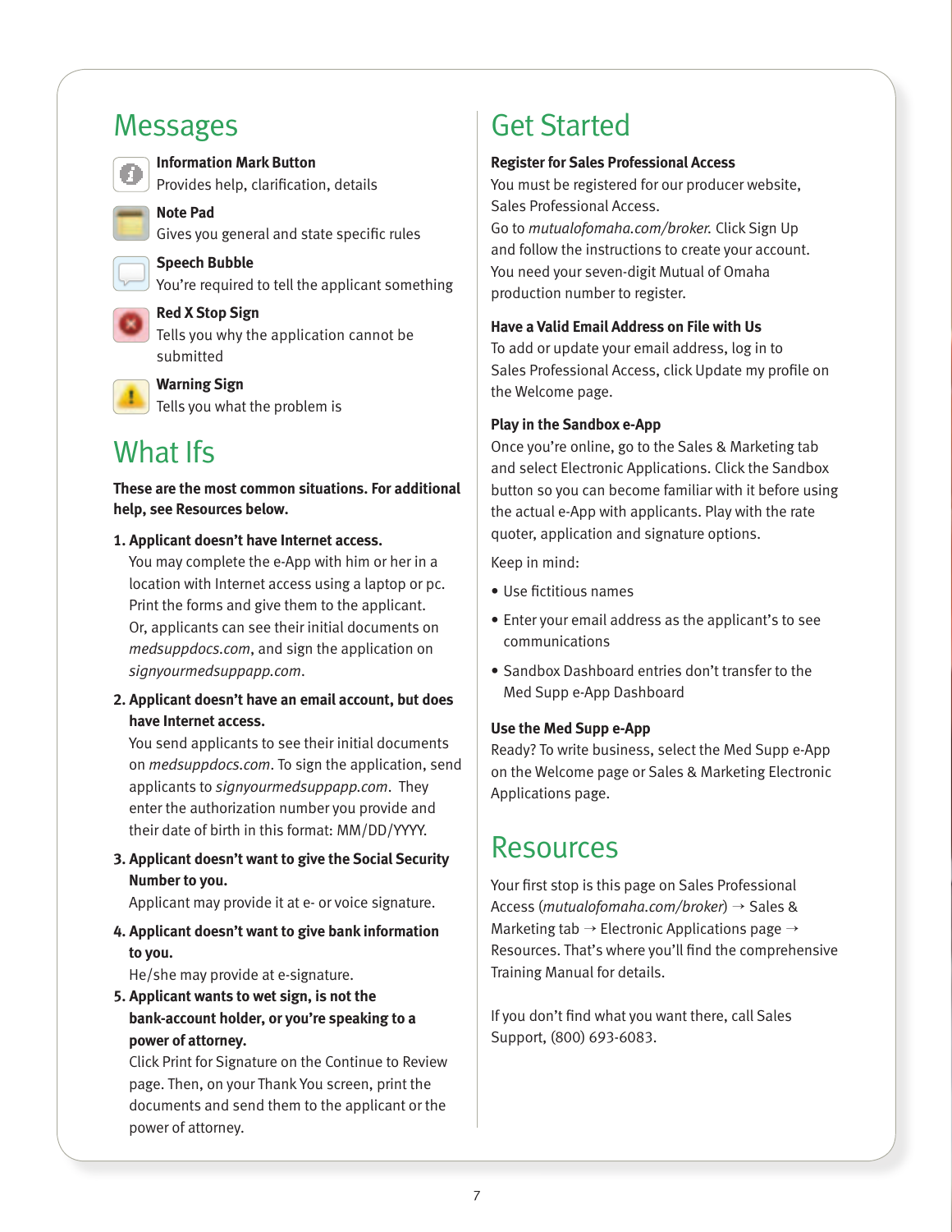## Messages

**Information Mark Button**
Provides help, clarification, details

**Note Pad**
Gives you general and state specific rules

**Speech Bubble**
You're required to tell the applicant something

**Red X Stop Sign**
Tells you why the application cannot be submitted

**Warning Sign**
Tells you what the problem is

## What Ifs

**These are the most common situations. For additional help, see Resources below.**

1. **Applicant doesn't have Internet access.**
   You may complete the e-App with him or her in a location with Internet access using a laptop or pc. Print the forms and give them to the applicant. Or, applicants can see their initial documents on *medsuppdocs.com*, and sign the application on *signyourmedsuppapp.com*.
2. **Applicant doesn't have an email account, but does have Internet access.**
   You send applicants to see their initial documents on *medsuppdocs.com*. To sign the application, send applicants to *signyourmedsuppapp.com*. They enter the authorization number you provide and their date of birth in this format: MM/DD/YYYY.
3. **Applicant doesn't want to give the Social Security Number to you.**
   Applicant may provide it at e- or voice signature.
4. **Applicant doesn't want to give bank information to you.**
   He/she may provide at e-signature.
5. **Applicant wants to wet sign, is not the bank-account holder, or you're speaking to a power of attorney.**
   Click Print for Signature on the Continue to Review page. Then, on your Thank You screen, print the documents and send them to the applicant or the power of attorney.

## Get Started

**Register for Sales Professional Access**
You must be registered for our producer website, Sales Professional Access.
Go to *mutualofomaha.com/broker.* Click Sign Up and follow the instructions to create your account. You need your seven-digit Mutual of Omaha production number to register.

**Have a Valid Email Address on File with Us**
To add or update your email address, log in to Sales Professional Access, click Update my profile on the Welcome page.

**Play in the Sandbox e-App**
Once you're online, go to the Sales & Marketing tab and select Electronic Applications. Click the Sandbox button so you can become familiar with it before using the actual e-App with applicants. Play with the rate quoter, application and signature options.

Keep in mind:

- Use fictitious names
- Enter your email address as the applicant's to see communications
- Sandbox Dashboard entries don't transfer to the Med Supp e-App Dashboard

**Use the Med Supp e-App**
Ready? To write business, select the Med Supp e-App on the Welcome page or Sales & Marketing Electronic Applications page.

## Resources

Your first stop is this page on Sales Professional Access (*mutualofomaha.com/broker*) → Sales & Marketing tab → Electronic Applications page → Resources. That's where you'll find the comprehensive Training Manual for details.

If you don't find what you want there, call Sales Support, (800) 693-6083.